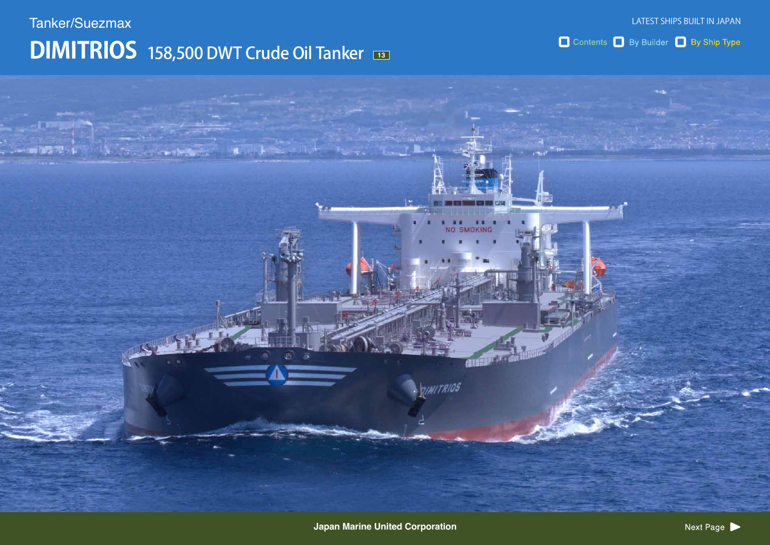Tanker/Suezmax

# DIMITRIOS 158,500 DWT Crude Oil Tanker

Japan Marine United Corporation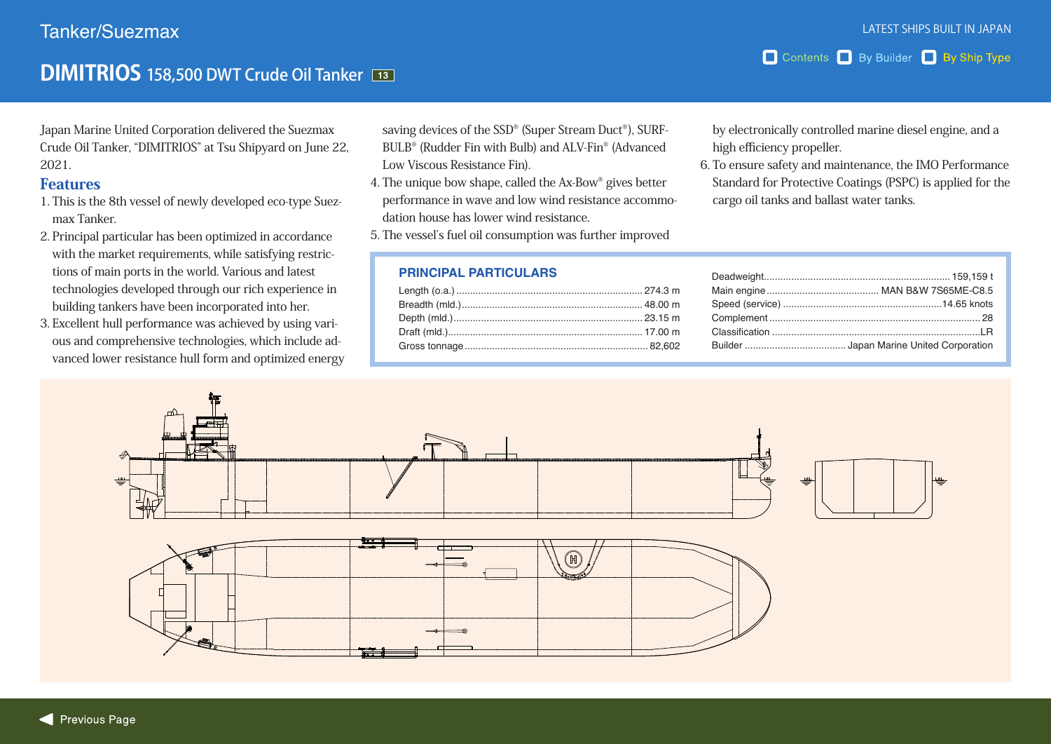Tanker/Suezmax

# DIMITRIOS 158,500 DWT Crude Oil Tanker

Japan Marine United Corporation delivered the Suezmax Crude Oil Tanker, "DIMITRIOS" at Tsu Shipyard on June 22, 2021.

## Features

1. This is the 8th vessel of newly developed eco-type Suezmax Tanker.
2. Principal particular has been optimized in accordance with the market requirements, while satisfying restrictions of main ports in the world. Various and latest technologies developed through our rich experience in building tankers have been incorporated into her.
3. Excellent hull performance was achieved by using various and comprehensive technologies, which include advanced lower resistance hull form and optimized energy saving devices of the SSD® (Super Stream Duct®), SURF-BULB® (Rudder Fin with Bulb) and ALV-Fin® (Advanced Low Viscous Resistance Fin).
4. The unique bow shape, called the Ax-Bow® gives better performance in wave and low wind resistance accommodation house has lower wind resistance.
5. The vessel's fuel oil consumption was further improved by electronically controlled marine diesel engine, and a high efficiency propeller.
6. To ensure safety and maintenance, the IMO Performance Standard for Protective Coatings (PSPC) is applied for the cargo oil tanks and ballast water tanks.

## PRINCIPAL PARTICULARS

| | |
|---|---|
| Length (o.a.) | 274.3 m |
| Breadth (mld.) | 48.00 m |
| Depth (mld.) | 23.15 m |
| Draft (mld.) | 17.00 m |
| Gross tonnage | 82,602 |
| Deadweight | 159,159 t |
| Main engine | MAN B&W 7S65ME-C8.5 |
| Speed (service) | 14.65 knots |
| Complement | 28 |
| Classification | LR |
| Builder | Japan Marine United Corporation |